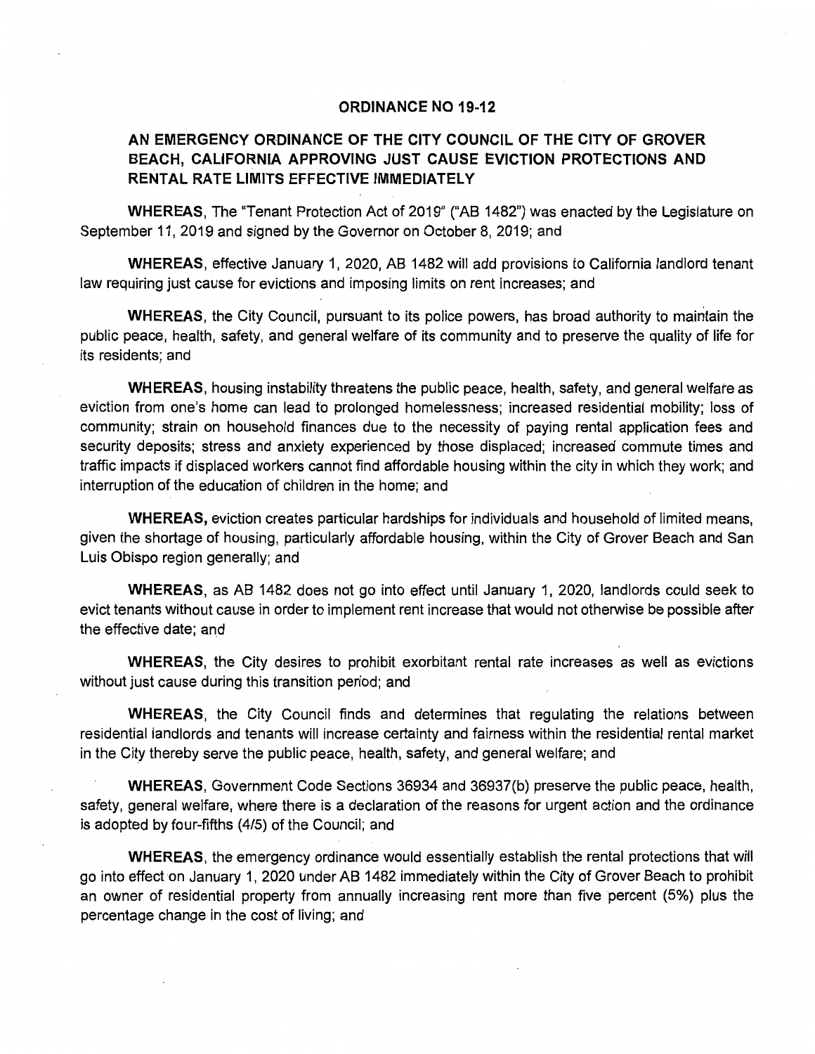# ORDINANCE NO 19-12

## AN EMERGENCY ORDINANCE OF THE CITY COUNCIL OF THE CITY OF GROVER BEACH, CALIFORNIA APPROVING JUST CAUSE EVICTION PROTECTIONS AND RENTAL RATE LIMITS EFFECTIVE IMMEDIATELY

**WHEREAS**, The "Tenant Protection Act of 2019" ("AB 1482") was enacted by the Legislature on September 11, 2019 and signed by the Governor on October 8, 2019; and

**WHEREAS**, effective January 1, 2020, AB 1482 will add provisions to California landlord tenant law requiring just cause for evictions and imposing limits on rent increases; and

**WHEREAS**, the City Council, pursuant to its police powers, has broad authority to maintain the public peace, health, safety, and general welfare of its community and to preserve the quality of life for its residents; and

**WHEREAS**, housing instability threatens the public peace, health, safety, and general welfare as eviction from one's home can lead to prolonged homelessness; increased residential mobility; loss of community; strain on household finances due to the necessity of paying rental application fees and security deposits; stress and anxiety experienced by those displaced; increased commute times and traffic impacts if displaced workers cannot find affordable housing within the city in which they work; and interruption of the education of children in the home; and

**WHEREAS,** eviction creates particular hardships for individuals and household of limited means, given the shortage of housing, particularly affordable housing, within the City of Grover Beach and San Luis Obispo region generally; and

**WHEREAS**, as AB 1482 does not go into effect until January 1, 2020, landlords could seek to evict tenants without cause in order to implement rent increase that would not otherwise be possible after the effective date; and

**WHEREAS**, the City desires to prohibit exorbitant rental rate increases as well as evictions without just cause during this transition period; and

**WHEREAS**, the City Council finds and determines that regulating the relations between residential landlords and tenants will increase certainty and fairness within the residential rental market in the City thereby serve the public peace, health, safety, and general welfare; and

**WHEREAS**, Government Code Sections 36934 and 36937(b) preserve the public peace, health, safety, general welfare, where there is a declaration of the reasons for urgent action and the ordinance is adopted by four-fifths (4/5) of the Council; and

**WHEREAS**, the emergency ordinance would essentially establish the rental protections that will go into effect on January 1, 2020 under AB 1482 immediately within the City of Grover Beach to prohibit an owner of residential property from annually increasing rent more than five percent (5%) plus the percentage change in the cost of living; and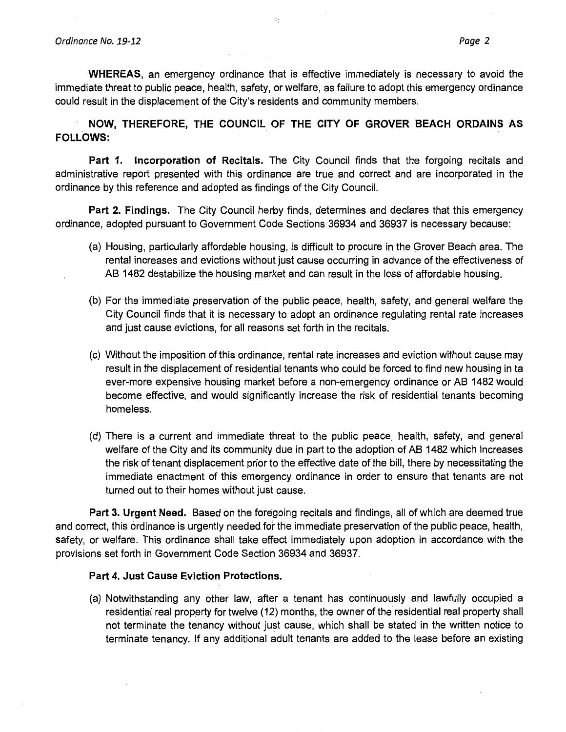**WHEREAS**, an emergency ordinance that is effective immediately is necessary to avoid the immediate threat to public peace, health, safety, or welfare, as failure to adopt this emergency ordinance could result in the displacement of the City's residents and community members.

**NOW, THEREFORE, THE COUNCIL OF THE CITY OF GROVER BEACH ORDAINS AS FOLLOWS:**

**Part 1. Incorporation of Recitals.** The City Council finds that the forgoing recitals and administrative report presented with this ordinance are true and correct and are incorporated in the ordinance by this reference and adopted as findings of the City Council.

**Part 2. Findings.** The City Council herby finds, determines and declares that this emergency ordinance, adopted pursuant to Government Code Sections 36934 and 36937 is necessary because:

(a) Housing, particularly affordable housing, is difficult to procure in the Grover Beach area. The rental increases and evictions without just cause occurring in advance of the effectiveness of AB 1482 destabilize the housing market and can result in the loss of affordable housing.

(b) For the immediate preservation of the public peace, health, safety, and general welfare the City Council finds that it is necessary to adopt an ordinance regulating rental rate increases and just cause evictions, for all reasons set forth in the recitals.

(c) Without the imposition of this ordinance, rental rate increases and eviction without cause may result in the displacement of residential tenants who could be forced to find new housing in ta ever-more expensive housing market before a non-emergency ordinance or AB 1482 would become effective, and would significantly increase the risk of residential tenants becoming homeless.

(d) There is a current and immediate threat to the public peace, health, safety, and general welfare of the City and its community due in part to the adoption of AB 1482 which increases the risk of tenant displacement prior to the effective date of the bill, there by necessitating the immediate enactment of this emergency ordinance in order to ensure that tenants are not turned out to their homes without just cause.

**Part 3. Urgent Need.** Based on the foregoing recitals and findings, all of which are deemed true and correct, this ordinance is urgently needed for the immediate preservation of the public peace, health, safety, or welfare. This ordinance shall take effect immediately upon adoption in accordance with the provisions set forth in Government Code Section 36934 and 36937.

**Part 4. Just Cause Eviction Protections.**

(a) Notwithstanding any other law, after a tenant has continuously and lawfully occupied a residential real property for twelve (12) months, the owner of the residential real property shall not terminate the tenancy without just cause, which shall be stated in the written notice to terminate tenancy. If any additional adult tenants are added to the lease before an existing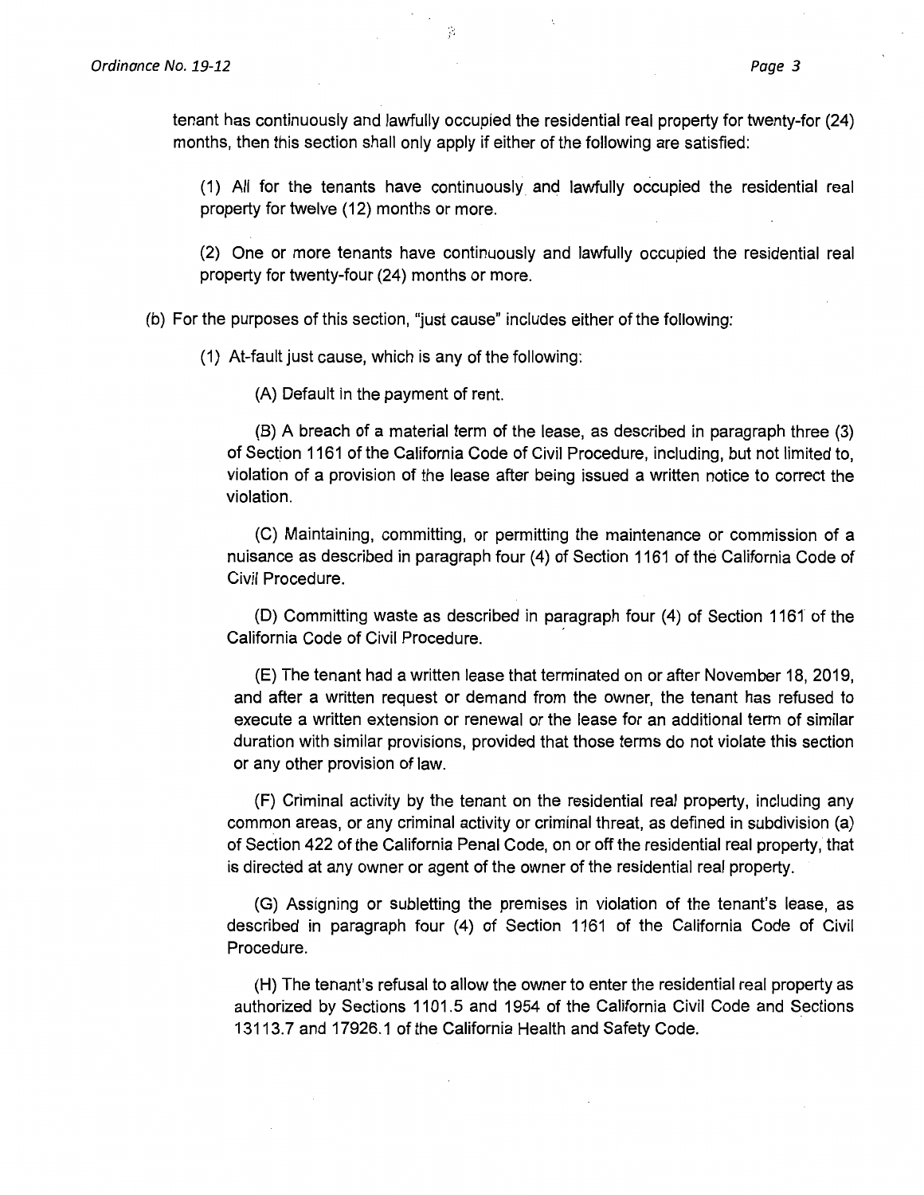tenant has continuously and lawfully occupied the residential real property for twenty-for (24) months, then this section shall only apply if either of the following are satisfied:

(1) All for the tenants have continuously and lawfully occupied the residential real property for twelve (12) months or more.

(2) One or more tenants have continuously and lawfully occupied the residential real property for twenty-four (24) months or more.

(b) For the purposes of this section, "just cause" includes either of the following:

(1) At-fault just cause, which is any of the following:

(A) Default in the payment of rent.

(B) A breach of a material term of the lease, as described in paragraph three (3) of Section 1161 of the California Code of Civil Procedure, including, but not limited to, violation of a provision of the lease after being issued a written notice to correct the violation.

(C) Maintaining, committing, or permitting the maintenance or commission of a nuisance as described in paragraph four (4) of Section 1161 of the California Code of Civil Procedure.

(D) Committing waste as described in paragraph four (4) of Section 1161 of the California Code of Civil Procedure.

(E) The tenant had a written lease that terminated on or after November 18, 2019, and after a written request or demand from the owner, the tenant has refused to execute a written extension or renewal or the lease for an additional term of similar duration with similar provisions, provided that those terms do not violate this section or any other provision of law.

(F) Criminal activity by the tenant on the residential real property, including any common areas, or any criminal activity or criminal threat, as defined in subdivision (a) of Section 422 of the California Penal Code, on or off the residential real property, that is directed at any owner or agent of the owner of the residential real property.

(G) Assigning or subletting the premises in violation of the tenant's lease, as described in paragraph four (4) of Section 1161 of the California Code of Civil Procedure.

(H) The tenant's refusal to allow the owner to enter the residential real property as authorized by Sections 1101.5 and 1954 of the California Civil Code and Sections 13113.7 and 17926.1 of the California Health and Safety Code.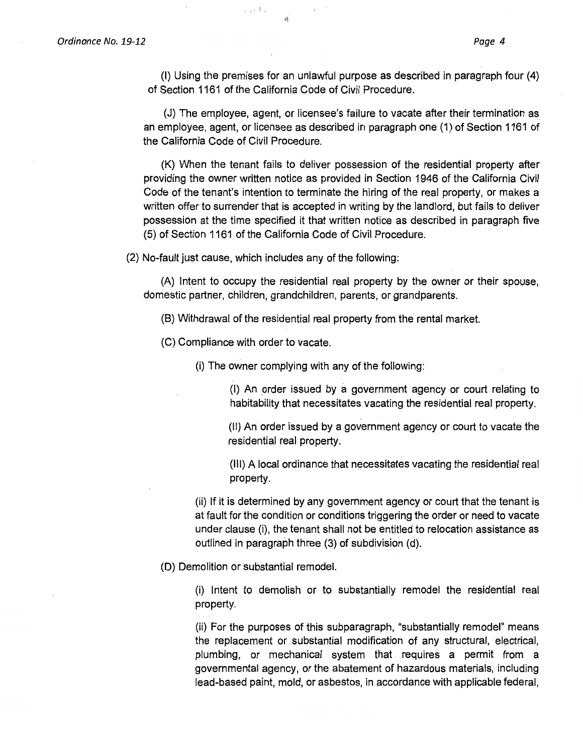(I) Using the premises for an unlawful purpose as described in paragraph four (4) of Section 1161 of the California Code of Civil Procedure.

(J) The employee, agent, or licensee's failure to vacate after their termination as an employee, agent, or licensee as described in paragraph one (1) of Section 1161 of the California Code of Civil Procedure.

(K) When the tenant fails to deliver possession of the residential property after providing the owner written notice as provided in Section 1946 of the California Civil Code of the tenant's intention to terminate the hiring of the real property, or makes a written offer to surrender that is accepted in writing by the landlord, but fails to deliver possession at the time specified it that written notice as described in paragraph five (5) of Section 1161 of the California Code of Civil Procedure.

(2) No-fault just cause, which includes any of the following:

(A) Intent to occupy the residential real property by the owner or their spouse, domestic partner, children, grandchildren, parents, or grandparents.

(B) Withdrawal of the residential real property from the rental market.

(C) Compliance with order to vacate.

(i) The owner complying with any of the following:

(I) An order issued by a government agency or court relating to habitability that necessitates vacating the residential real property.

(II) An order issued by a government agency or court to vacate the residential real property.

(III) A local ordinance that necessitates vacating the residential real property.

(ii) If it is determined by any government agency or court that the tenant is at fault for the condition or conditions triggering the order or need to vacate under clause (i), the tenant shall not be entitled to relocation assistance as outlined in paragraph three (3) of subdivision (d).

(D) Demolition or substantial remodel.

(i) Intent to demolish or to substantially remodel the residential real property.

(ii) For the purposes of this subparagraph, "substantially remodel" means the replacement or substantial modification of any structural, electrical, plumbing, or mechanical system that requires a permit from a governmental agency, or the abatement of hazardous materials, including lead-based paint, mold, or asbestos, in accordance with applicable federal,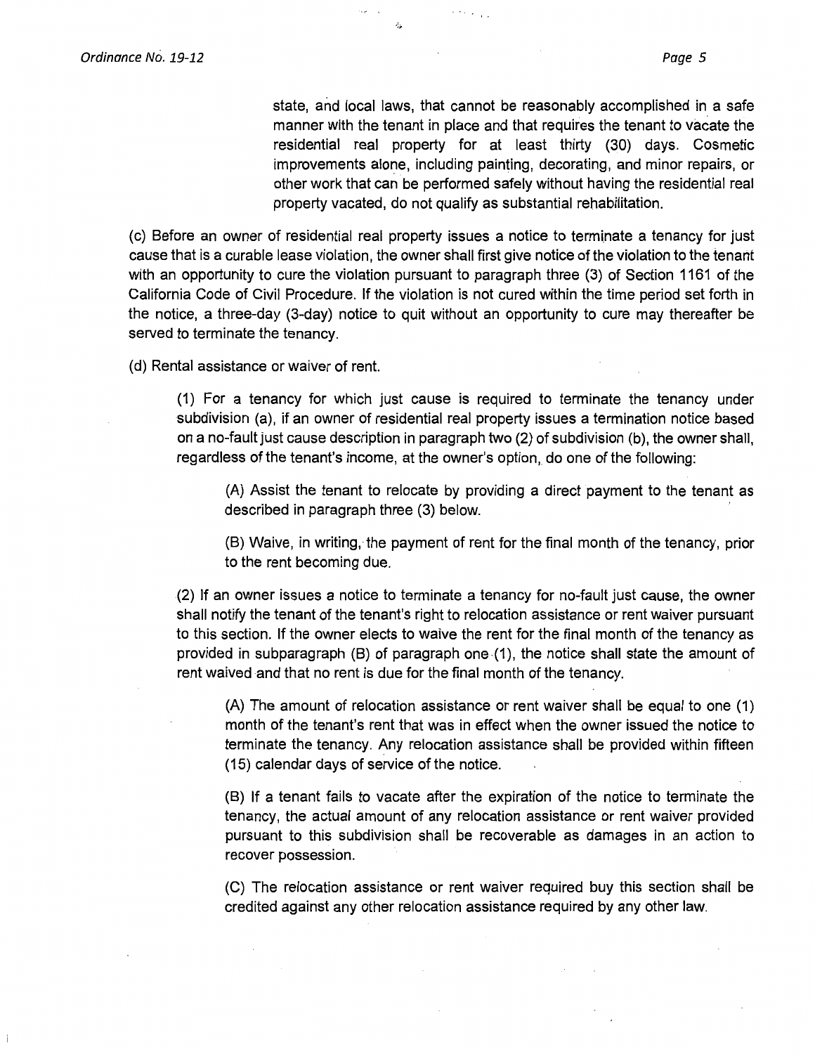state, and local laws, that cannot be reasonably accomplished in a safe manner with the tenant in place and that requires the tenant to vacate the residential real property for at least thirty (30) days. Cosmetic improvements alone, including painting, decorating, and minor repairs, or other work that can be performed safely without having the residential real property vacated, do not qualify as substantial rehabilitation.

(c) Before an owner of residential real property issues a notice to terminate a tenancy for just cause that is a curable lease violation, the owner shall first give notice of the violation to the tenant with an opportunity to cure the violation pursuant to paragraph three (3) of Section 1161 of the California Code of Civil Procedure. If the violation is not cured within the time period set forth in the notice, a three-day (3-day) notice to quit without an opportunity to cure may thereafter be served to terminate the tenancy.

(d) Rental assistance or waiver of rent.

(1) For a tenancy for which just cause is required to terminate the tenancy under subdivision (a), if an owner of residential real property issues a termination notice based on a no-fault just cause description in paragraph two (2) of subdivision (b), the owner shall, regardless of the tenant's income, at the owner's option, do one of the following:

(A) Assist the tenant to relocate by providing a direct payment to the tenant as described in paragraph three (3) below.

(B) Waive, in writing, the payment of rent for the final month of the tenancy, prior to the rent becoming due.

(2) If an owner issues a notice to terminate a tenancy for no-fault just cause, the owner shall notify the tenant of the tenant's right to relocation assistance or rent waiver pursuant to this section. If the owner elects to waive the rent for the final month of the tenancy as provided in subparagraph (B) of paragraph one (1), the notice shall state the amount of rent waived and that no rent is due for the final month of the tenancy.

(A) The amount of relocation assistance or rent waiver shall be equal to one (1) month of the tenant's rent that was in effect when the owner issued the notice to terminate the tenancy. Any relocation assistance shall be provided within fifteen (15) calendar days of service of the notice.

(B) If a tenant fails to vacate after the expiration of the notice to terminate the tenancy, the actual amount of any relocation assistance or rent waiver provided pursuant to this subdivision shall be recoverable as damages in an action to recover possession.

(C) The relocation assistance or rent waiver required buy this section shall be credited against any other relocation assistance required by any other law.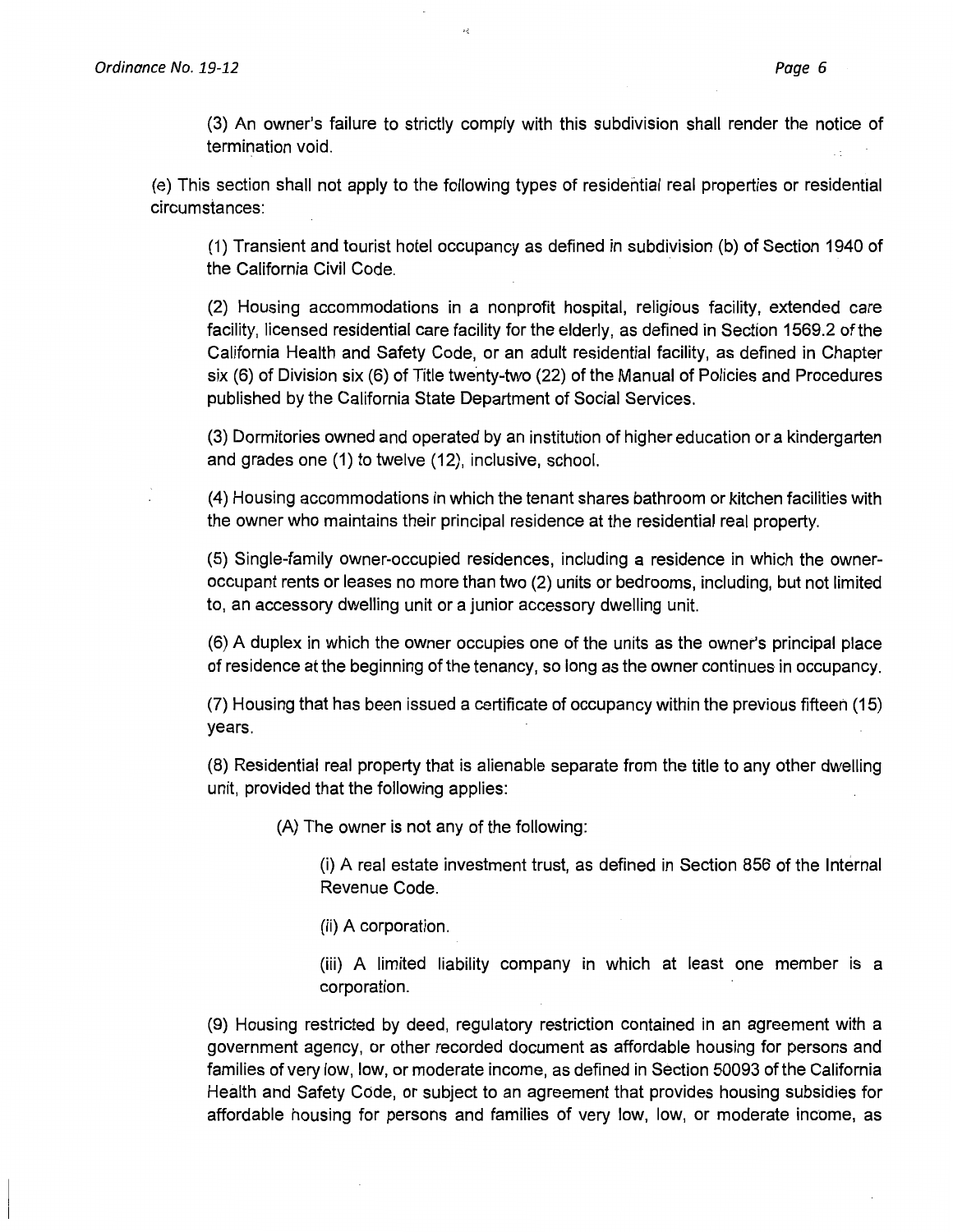(3) An owner's failure to strictly comply with this subdivision shall render the notice of termination void.

(e) This section shall not apply to the following types of residential real properties or residential circumstances:

(1) Transient and tourist hotel occupancy as defined in subdivision (b) of Section 1940 of the California Civil Code.

(2) Housing accommodations in a nonprofit hospital, religious facility, extended care facility, licensed residential care facility for the elderly, as defined in Section 1569.2 of the California Health and Safety Code, or an adult residential facility, as defined in Chapter six (6) of Division six (6) of Title twenty-two (22) of the Manual of Policies and Procedures published by the California State Department of Social Services.

(3) Dormitories owned and operated by an institution of higher education or a kindergarten and grades one (1) to twelve (12), inclusive, school.

(4) Housing accommodations in which the tenant shares bathroom or kitchen facilities with the owner who maintains their principal residence at the residential real property.

(5) Single-family owner-occupied residences, including a residence in which the owner-occupant rents or leases no more than two (2) units or bedrooms, including, but not limited to, an accessory dwelling unit or a junior accessory dwelling unit.

(6) A duplex in which the owner occupies one of the units as the owner's principal place of residence at the beginning of the tenancy, so long as the owner continues in occupancy.

(7) Housing that has been issued a certificate of occupancy within the previous fifteen (15) years.

(8) Residential real property that is alienable separate from the title to any other dwelling unit, provided that the following applies:

(A) The owner is not any of the following:

(i) A real estate investment trust, as defined in Section 856 of the Internal Revenue Code.

(ii) A corporation.

(iii) A limited liability company in which at least one member is a corporation.

(9) Housing restricted by deed, regulatory restriction contained in an agreement with a government agency, or other recorded document as affordable housing for persons and families of very low, low, or moderate income, as defined in Section 50093 of the California Health and Safety Code, or subject to an agreement that provides housing subsidies for affordable housing for persons and families of very low, low, or moderate income, as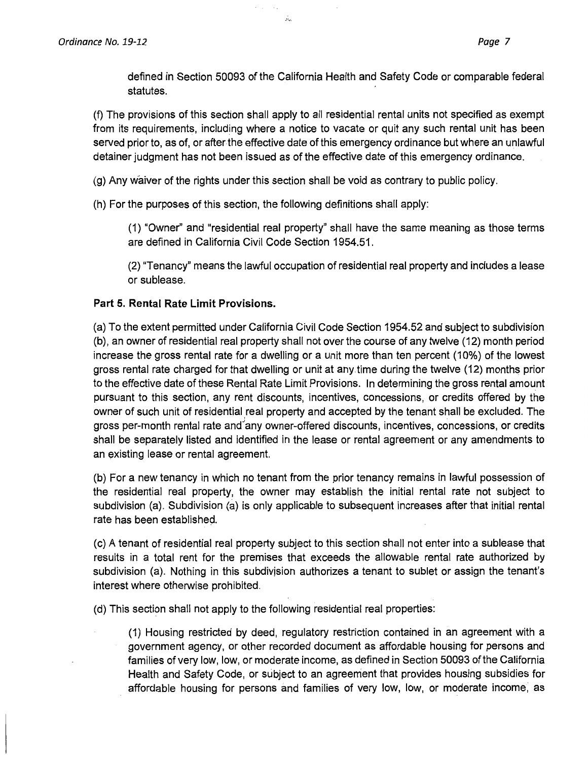defined in Section 50093 of the California Health and Safety Code or comparable federal statutes.

(f) The provisions of this section shall apply to all residential rental units not specified as exempt from its requirements, including where a notice to vacate or quit any such rental unit has been served prior to, as of, or after the effective date of this emergency ordinance but where an unlawful detainer judgment has not been issued as of the effective date of this emergency ordinance.

(g) Any waiver of the rights under this section shall be void as contrary to public policy.

(h) For the purposes of this section, the following definitions shall apply:

> (1) "Owner" and "residential real property" shall have the same meaning as those terms are defined in California Civil Code Section 1954.51.
>
> (2) "Tenancy" means the lawful occupation of residential real property and includes a lease or sublease.

**Part 5. Rental Rate Limit Provisions.**

(a) To the extent permitted under California Civil Code Section 1954.52 and subject to subdivision (b), an owner of residential real property shall not over the course of any twelve (12) month period increase the gross rental rate for a dwelling or a unit more than ten percent (10%) of the lowest gross rental rate charged for that dwelling or unit at any time during the twelve (12) months prior to the effective date of these Rental Rate Limit Provisions. In determining the gross rental amount pursuant to this section, any rent discounts, incentives, concessions, or credits offered by the owner of such unit of residential real property and accepted by the tenant shall be excluded. The gross per-month rental rate and any owner-offered discounts, incentives, concessions, or credits shall be separately listed and identified in the lease or rental agreement or any amendments to an existing lease or rental agreement.

(b) For a new tenancy in which no tenant from the prior tenancy remains in lawful possession of the residential real property, the owner may establish the initial rental rate not subject to subdivision (a). Subdivision (a) is only applicable to subsequent increases after that initial rental rate has been established.

(c) A tenant of residential real property subject to this section shall not enter into a sublease that results in a total rent for the premises that exceeds the allowable rental rate authorized by subdivision (a). Nothing in this subdivision authorizes a tenant to sublet or assign the tenant's interest where otherwise prohibited.

(d) This section shall not apply to the following residential real properties:

> (1) Housing restricted by deed, regulatory restriction contained in an agreement with a government agency, or other recorded document as affordable housing for persons and families of very low, low, or moderate income, as defined in Section 50093 of the California Health and Safety Code, or subject to an agreement that provides housing subsidies for affordable housing for persons and families of very low, low, or moderate income, as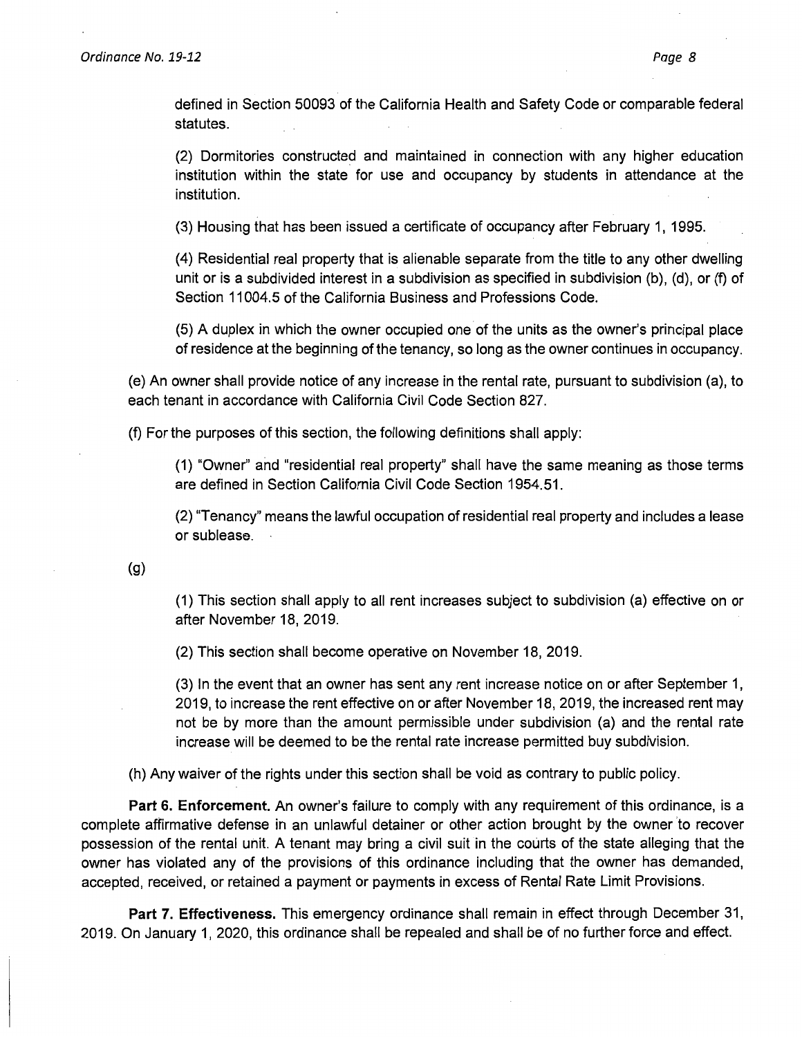defined in Section 50093 of the California Health and Safety Code or comparable federal statutes.

(2) Dormitories constructed and maintained in connection with any higher education institution within the state for use and occupancy by students in attendance at the institution.

(3) Housing that has been issued a certificate of occupancy after February 1, 1995.

(4) Residential real property that is alienable separate from the title to any other dwelling unit or is a subdivided interest in a subdivision as specified in subdivision (b), (d), or (f) of Section 11004.5 of the California Business and Professions Code.

(5) A duplex in which the owner occupied one of the units as the owner's principal place of residence at the beginning of the tenancy, so long as the owner continues in occupancy.

(e) An owner shall provide notice of any increase in the rental rate, pursuant to subdivision (a), to each tenant in accordance with California Civil Code Section 827.

(f) For the purposes of this section, the following definitions shall apply:

(1) "Owner" and "residential real property" shall have the same meaning as those terms are defined in Section California Civil Code Section 1954.51.

(2) "Tenancy" means the lawful occupation of residential real property and includes a lease or sublease.

(g)

(1) This section shall apply to all rent increases subject to subdivision (a) effective on or after November 18, 2019.

(2) This section shall become operative on November 18, 2019.

(3) In the event that an owner has sent any rent increase notice on or after September 1, 2019, to increase the rent effective on or after November 18, 2019, the increased rent may not be by more than the amount permissible under subdivision (a) and the rental rate increase will be deemed to be the rental rate increase permitted buy subdivision.

(h) Any waiver of the rights under this section shall be void as contrary to public policy.

**Part 6. Enforcement.** An owner's failure to comply with any requirement of this ordinance, is a complete affirmative defense in an unlawful detainer or other action brought by the owner to recover possession of the rental unit. A tenant may bring a civil suit in the courts of the state alleging that the owner has violated any of the provisions of this ordinance including that the owner has demanded, accepted, received, or retained a payment or payments in excess of Rental Rate Limit Provisions.

**Part 7. Effectiveness.** This emergency ordinance shall remain in effect through December 31, 2019. On January 1, 2020, this ordinance shall be repealed and shall be of no further force and effect.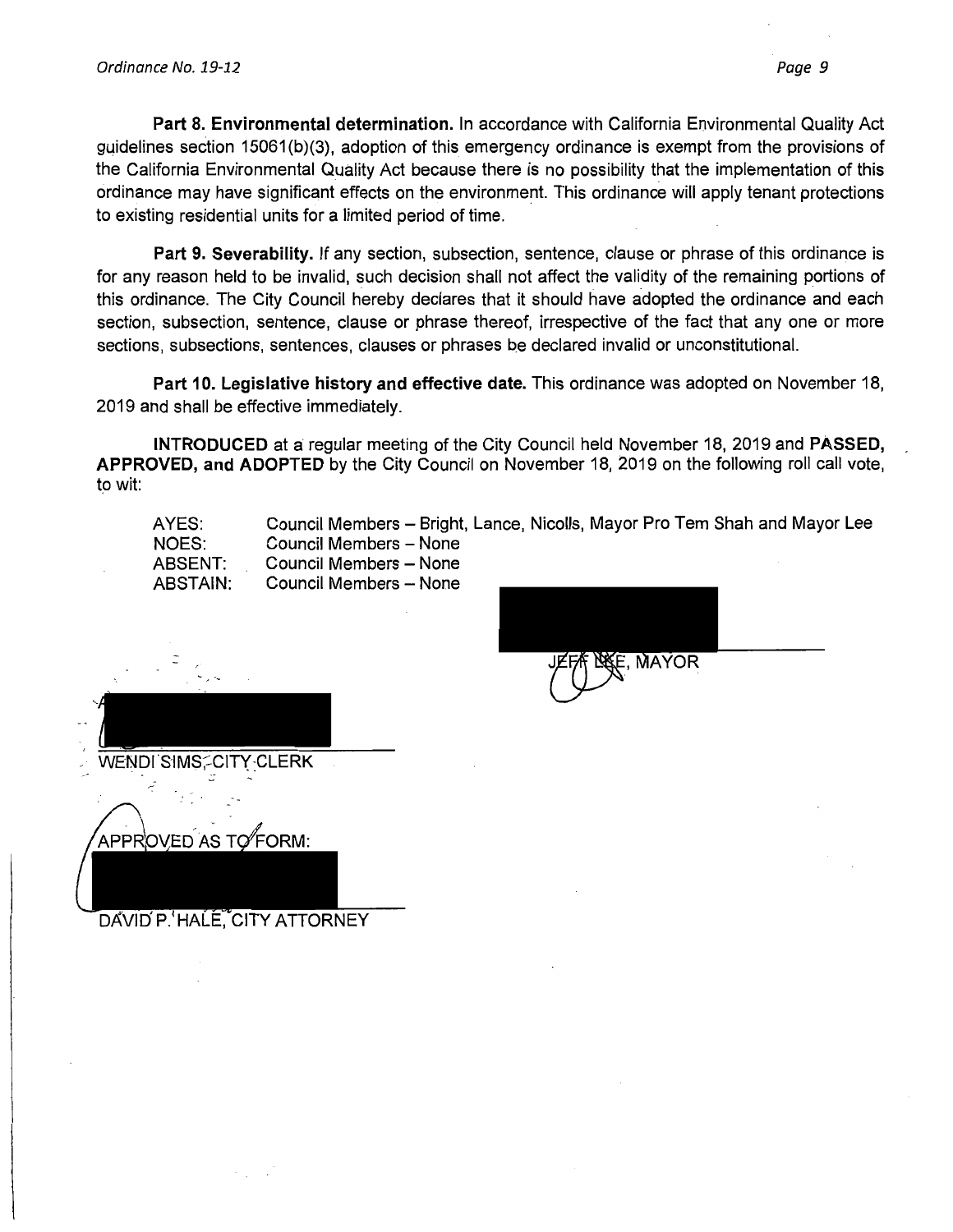**Part 8. Environmental determination.** In accordance with California Environmental Quality Act guidelines section 15061(b)(3), adoption of this emergency ordinance is exempt from the provisions of the California Environmental Quality Act because there is no possibility that the implementation of this ordinance may have significant effects on the environment. This ordinance will apply tenant protections to existing residential units for a limited period of time.

**Part 9. Severability.** If any section, subsection, sentence, clause or phrase of this ordinance is for any reason held to be invalid, such decision shall not affect the validity of the remaining portions of this ordinance. The City Council hereby declares that it should have adopted the ordinance and each section, subsection, sentence, clause or phrase thereof, irrespective of the fact that any one or more sections, subsections, sentences, clauses or phrases be declared invalid or unconstitutional.

**Part 10. Legislative history and effective date.** This ordinance was adopted on November 18, 2019 and shall be effective immediately.

**INTRODUCED** at a regular meeting of the City Council held November 18, 2019 and **PASSED, APPROVED, and ADOPTED** by the City Council on November 18, 2019 on the following roll call vote, to wit:

| | |
|---|---|
| AYES: | Council Members – Bright, Lance, Nicolls, Mayor Pro Tem Shah and Mayor Lee |
| NOES: | Council Members – None |
| ABSENT: | Council Members – None |
| ABSTAIN: | Council Members – None |

JEFF LEE, MAYOR

WENDI SIMS, CITY CLERK

APPROVED AS TO FORM:

DAVID P. HALE, CITY ATTORNEY